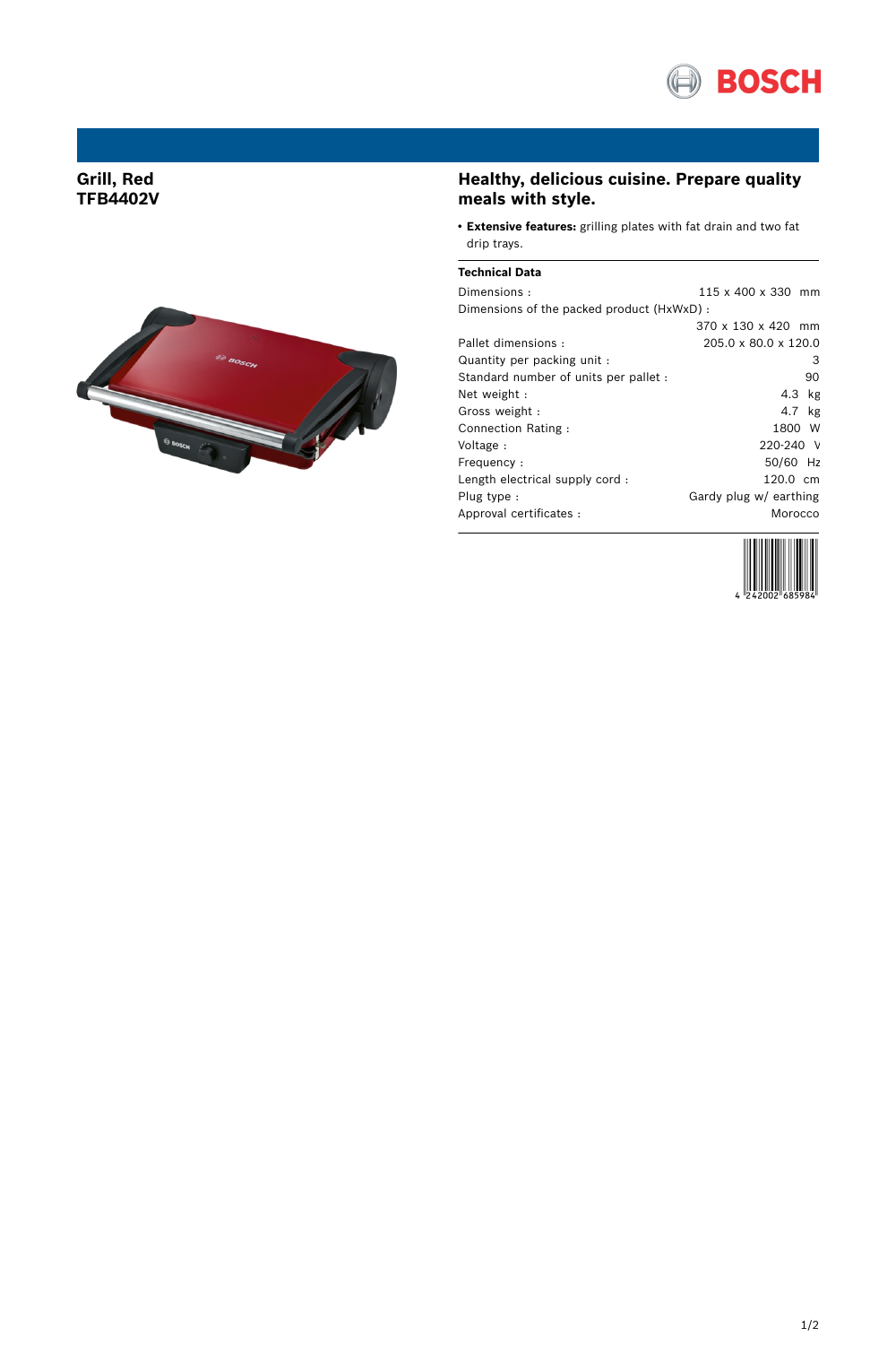BOSCH

## Grill, Red
## TFB4402V

## Healthy, delicious cuisine. Prepare quality meals with style.

- **Extensive features:** grilling plates with fat drain and two fat drip trays.

**Technical Data**

| | |
|---|---|
| Dimensions : | 115 x 400 x 330 mm |
| Dimensions of the packed product (HxWxD) : | 370 x 130 x 420 mm |
| Pallet dimensions : | 205.0 x 80.0 x 120.0 |
| Quantity per packing unit : | 3 |
| Standard number of units per pallet : | 90 |
| Net weight : | 4.3 kg |
| Gross weight : | 4.7 kg |
| Connection Rating : | 1800 W |
| Voltage : | 220-240 V |
| Frequency : | 50/60 Hz |
| Length electrical supply cord : | 120.0 cm |
| Plug type : | Gardy plug w/ earthing |
| Approval certificates : | Morocco |

4 242002 685984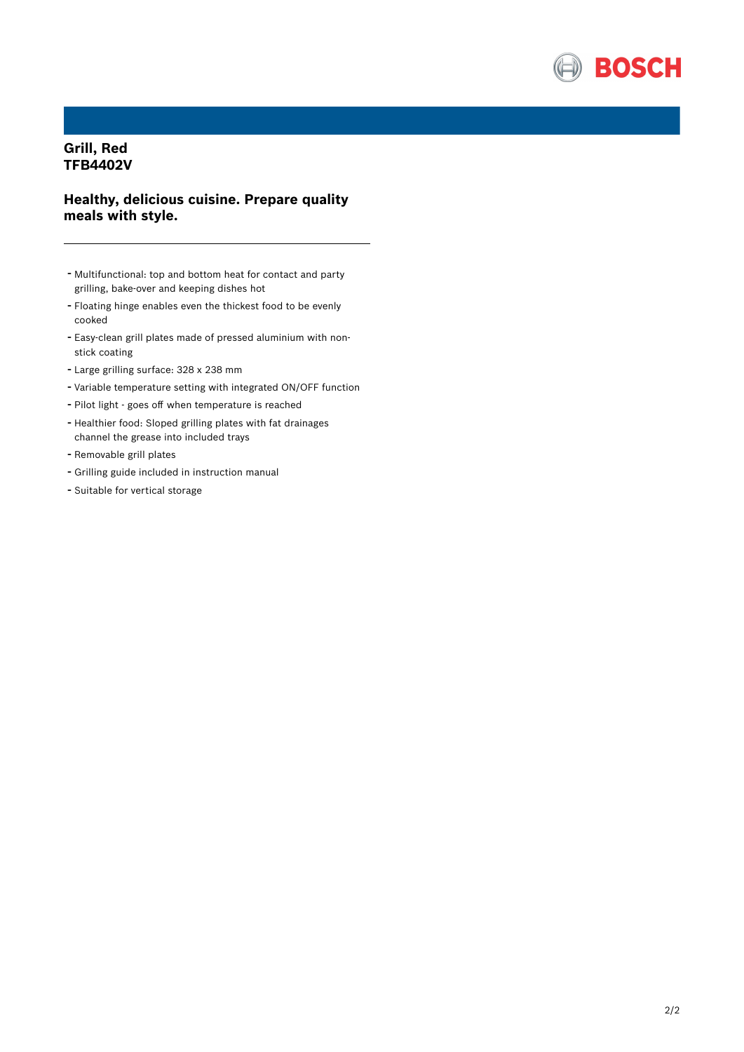**Grill, Red**
**TFB4402V**

## Healthy, delicious cuisine. Prepare quality meals with style.

- Multifunctional: top and bottom heat for contact and party grilling, bake-over and keeping dishes hot
- Floating hinge enables even the thickest food to be evenly cooked
- Easy-clean grill plates made of pressed aluminium with non-stick coating
- Large grilling surface: 328 x 238 mm
- Variable temperature setting with integrated ON/OFF function
- Pilot light - goes off when temperature is reached
- Healthier food: Sloped grilling plates with fat drainages channel the grease into included trays
- Removable grill plates
- Grilling guide included in instruction manual
- Suitable for vertical storage